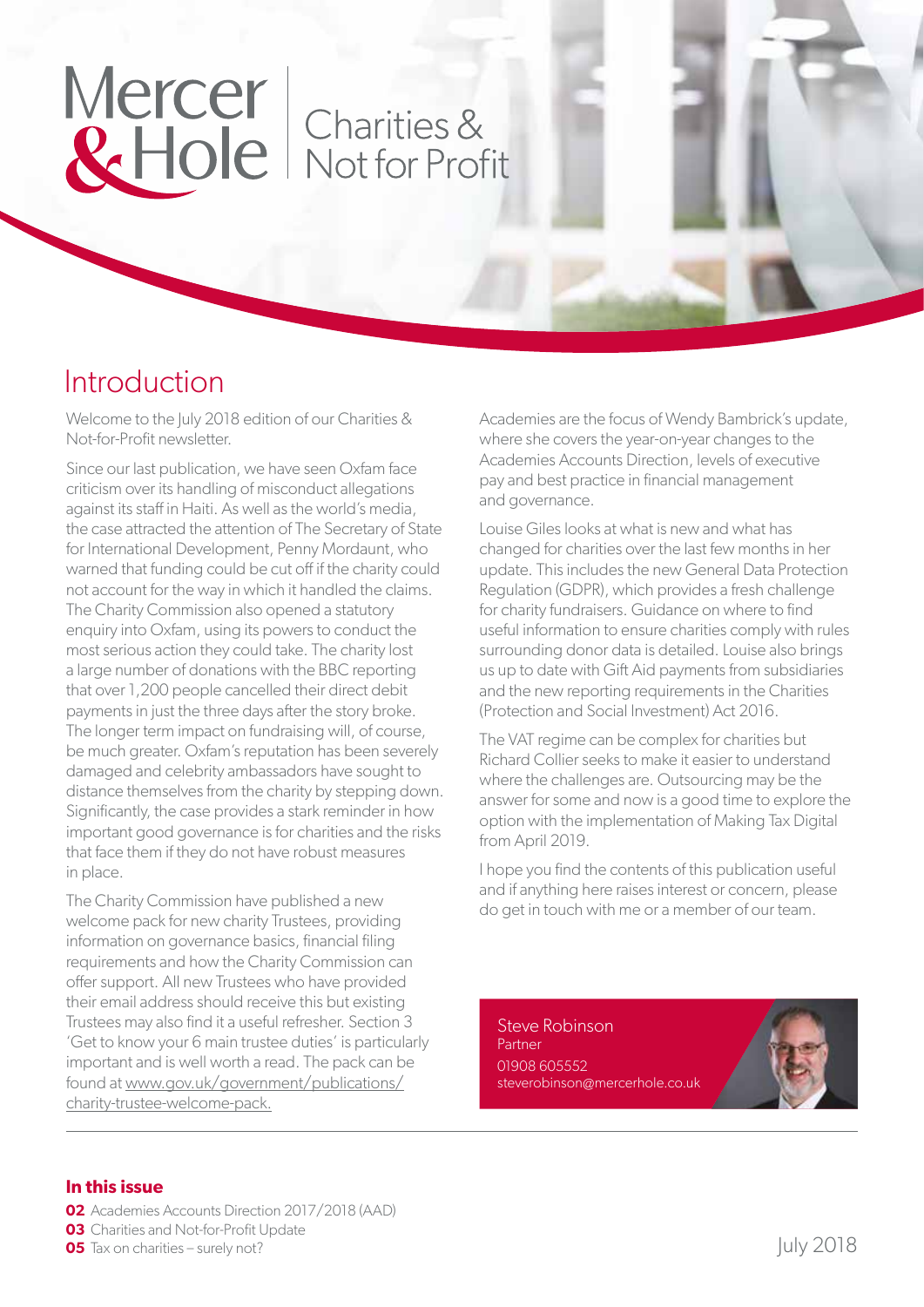# Mercer & Hole | Charities & Not for Profit

## Introduction

Welcome to the July 2018 edition of our Charities & Not-for-Profit newsletter.

Since our last publication, we have seen Oxfam face criticism over its handling of misconduct allegations against its staff in Haiti. As well as the world's media, the case attracted the attention of The Secretary of State for International Development, Penny Mordaunt, who warned that funding could be cut off if the charity could not account for the way in which it handled the claims. The Charity Commission also opened a statutory enquiry into Oxfam, using its powers to conduct the most serious action they could take. The charity lost a large number of donations with the BBC reporting that over 1,200 people cancelled their direct debit payments in just the three days after the story broke. The longer term impact on fundraising will, of course, be much greater. Oxfam's reputation has been severely damaged and celebrity ambassadors have sought to distance themselves from the charity by stepping down. Significantly, the case provides a stark reminder in how important good governance is for charities and the risks that face them if they do not have robust measures in place.

The Charity Commission have published a new welcome pack for new charity Trustees, providing information on governance basics, financial filing requirements and how the Charity Commission can offer support. All new Trustees who have provided their email address should receive this but existing Trustees may also find it a useful refresher. Section 3 'Get to know your 6 main trustee duties' is particularly important and is well worth a read. The pack can be found at www.gov.uk/government/publications/charity-trustee-welcome-pack.

Academies are the focus of Wendy Bambrick's update, where she covers the year-on-year changes to the Academies Accounts Direction, levels of executive pay and best practice in financial management and governance.

Louise Giles looks at what is new and what has changed for charities over the last few months in her update. This includes the new General Data Protection Regulation (GDPR), which provides a fresh challenge for charity fundraisers. Guidance on where to find useful information to ensure charities comply with rules surrounding donor data is detailed. Louise also brings us up to date with Gift Aid payments from subsidiaries and the new reporting requirements in the Charities (Protection and Social Investment) Act 2016.

The VAT regime can be complex for charities but Richard Collier seeks to make it easier to understand where the challenges are. Outsourcing may be the answer for some and now is a good time to explore the option with the implementation of Making Tax Digital from April 2019.

I hope you find the contents of this publication useful and if anything here raises interest or concern, please do get in touch with me or a member of our team.

Steve Robinson
Partner
01908 605552
steverobinson@mercerhole.co.uk

**In this issue**

**02** Academies Accounts Direction 2017/2018 (AAD)
**03** Charities and Not-for-Profit Update
**05** Tax on charities – surely not?

July 2018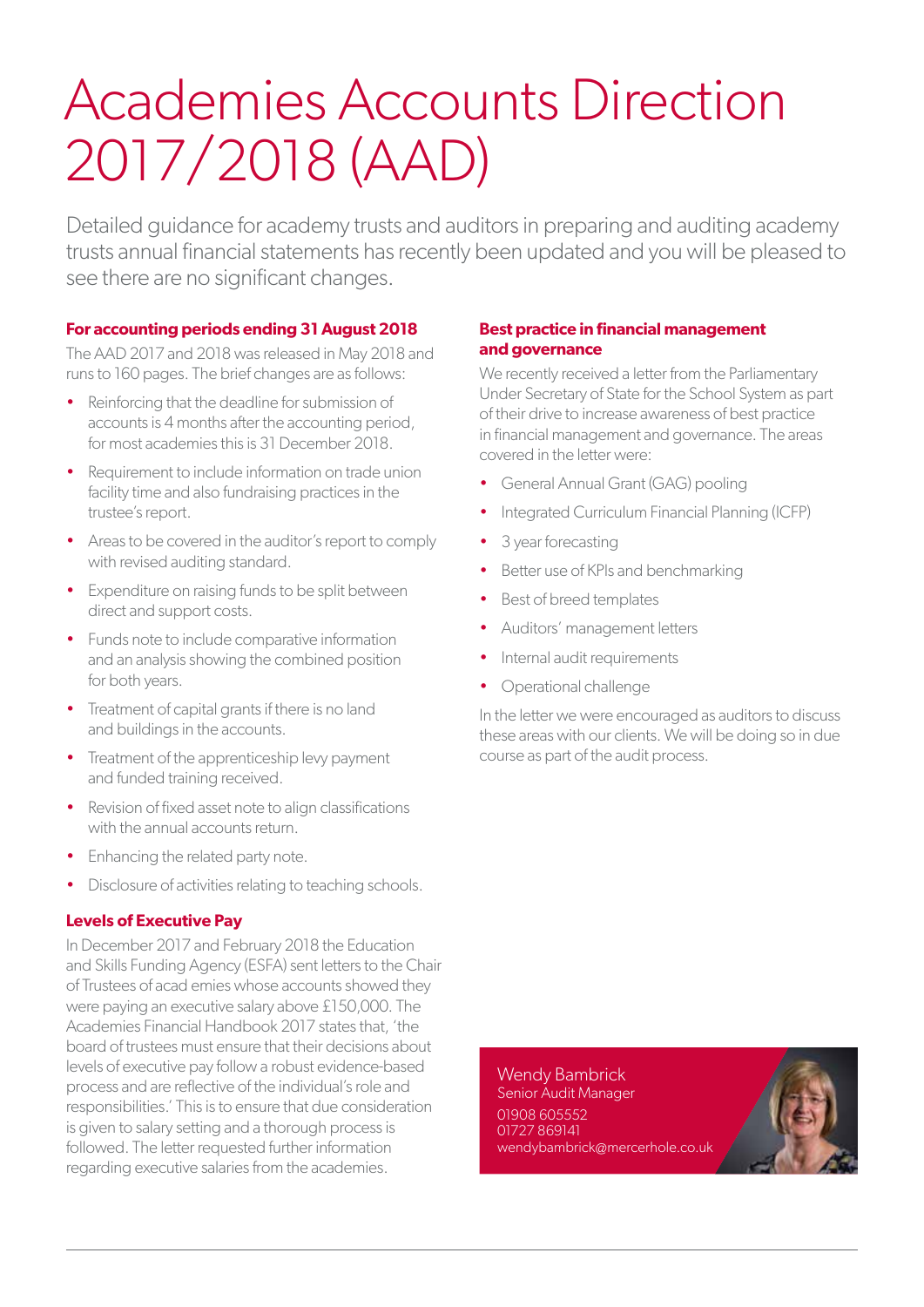# Academies Accounts Direction 2017/2018 (AAD)

Detailed guidance for academy trusts and auditors in preparing and auditing academy trusts annual financial statements has recently been updated and you will be pleased to see there are no significant changes.

### For accounting periods ending 31 August 2018

The AAD 2017 and 2018 was released in May 2018 and runs to 160 pages. The brief changes are as follows:

- Reinforcing that the deadline for submission of accounts is 4 months after the accounting period, for most academies this is 31 December 2018.
- Requirement to include information on trade union facility time and also fundraising practices in the trustee's report.
- Areas to be covered in the auditor's report to comply with revised auditing standard.
- Expenditure on raising funds to be split between direct and support costs.
- Funds note to include comparative information and an analysis showing the combined position for both years.
- Treatment of capital grants if there is no land and buildings in the accounts.
- Treatment of the apprenticeship levy payment and funded training received.
- Revision of fixed asset note to align classifications with the annual accounts return.
- Enhancing the related party note.
- Disclosure of activities relating to teaching schools.

### Levels of Executive Pay

In December 2017 and February 2018 the Education and Skills Funding Agency (ESFA) sent letters to the Chair of Trustees of acad emies whose accounts showed they were paying an executive salary above £150,000. The Academies Financial Handbook 2017 states that, 'the board of trustees must ensure that their decisions about levels of executive pay follow a robust evidence-based process and are reflective of the individual's role and responsibilities.' This is to ensure that due consideration is given to salary setting and a thorough process is followed. The letter requested further information regarding executive salaries from the academies.

### Best practice in financial management and governance

We recently received a letter from the Parliamentary Under Secretary of State for the School System as part of their drive to increase awareness of best practice in financial management and governance. The areas covered in the letter were:

- General Annual Grant (GAG) pooling
- Integrated Curriculum Financial Planning (ICFP)
- 3 year forecasting
- Better use of KPIs and benchmarking
- Best of breed templates
- Auditors' management letters
- Internal audit requirements
- Operational challenge

In the letter we were encouraged as auditors to discuss these areas with our clients. We will be doing so in due course as part of the audit process.

Wendy Bambrick
Senior Audit Manager
01908 605552
01727 869141
wendybambrick@mercerhole.co.uk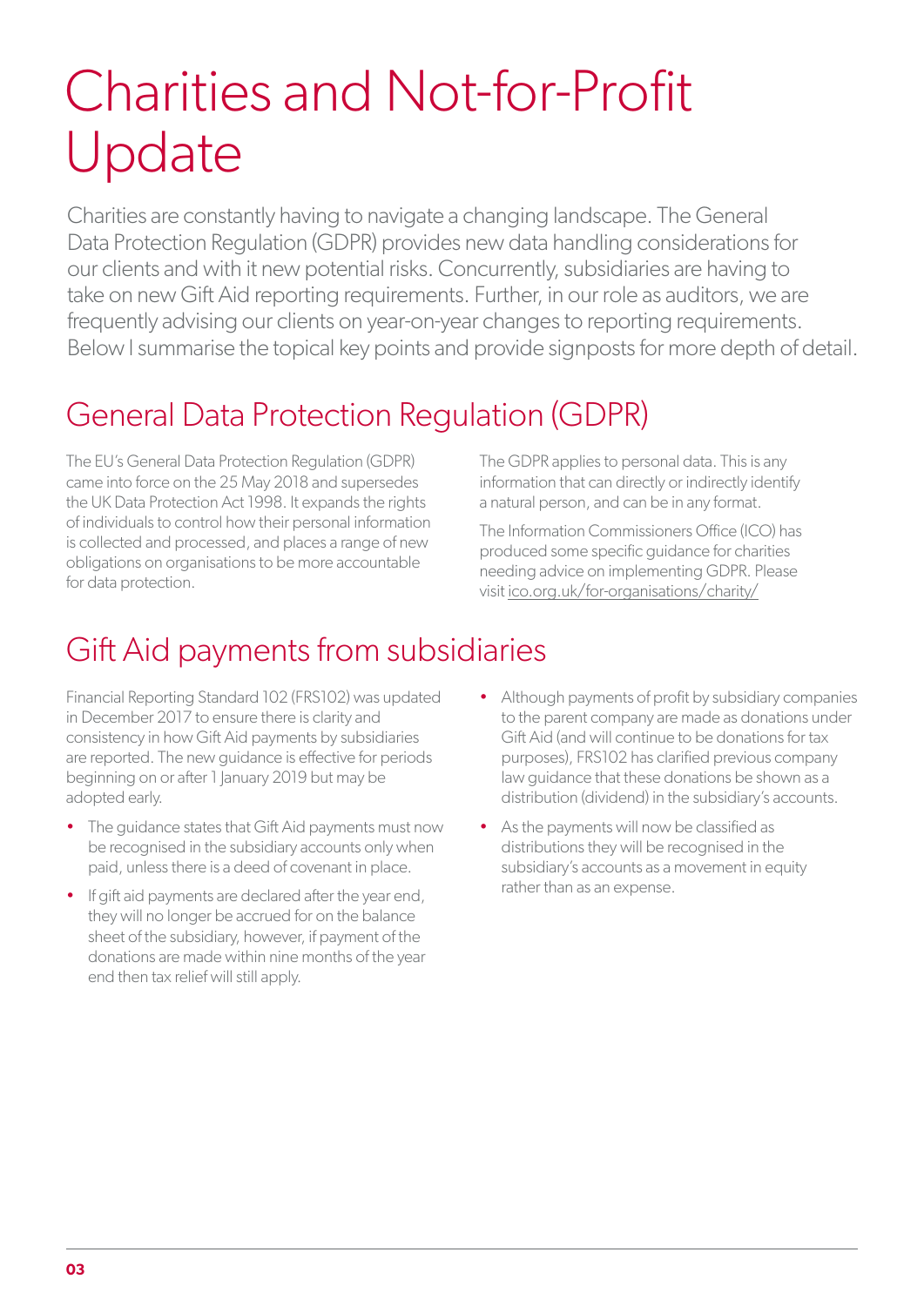# Charities and Not-for-Profit Update

Charities are constantly having to navigate a changing landscape. The General Data Protection Regulation (GDPR) provides new data handling considerations for our clients and with it new potential risks. Concurrently, subsidiaries are having to take on new Gift Aid reporting requirements. Further, in our role as auditors, we are frequently advising our clients on year-on-year changes to reporting requirements. Below I summarise the topical key points and provide signposts for more depth of detail.

## General Data Protection Regulation (GDPR)

The EU's General Data Protection Regulation (GDPR) came into force on the 25 May 2018 and supersedes the UK Data Protection Act 1998. It expands the rights of individuals to control how their personal information is collected and processed, and places a range of new obligations on organisations to be more accountable for data protection.

The GDPR applies to personal data. This is any information that can directly or indirectly identify a natural person, and can be in any format.

The Information Commissioners Office (ICO) has produced some specific guidance for charities needing advice on implementing GDPR. Please visit ico.org.uk/for-organisations/charity/

## Gift Aid payments from subsidiaries

Financial Reporting Standard 102 (FRS102) was updated in December 2017 to ensure there is clarity and consistency in how Gift Aid payments by subsidiaries are reported. The new guidance is effective for periods beginning on or after 1 January 2019 but may be adopted early.

- The guidance states that Gift Aid payments must now be recognised in the subsidiary accounts only when paid, unless there is a deed of covenant in place.
- If gift aid payments are declared after the year end, they will no longer be accrued for on the balance sheet of the subsidiary, however, if payment of the donations are made within nine months of the year end then tax relief will still apply.
- Although payments of profit by subsidiary companies to the parent company are made as donations under Gift Aid (and will continue to be donations for tax purposes), FRS102 has clarified previous company law guidance that these donations be shown as a distribution (dividend) in the subsidiary's accounts.
- As the payments will now be classified as distributions they will be recognised in the subsidiary's accounts as a movement in equity rather than as an expense.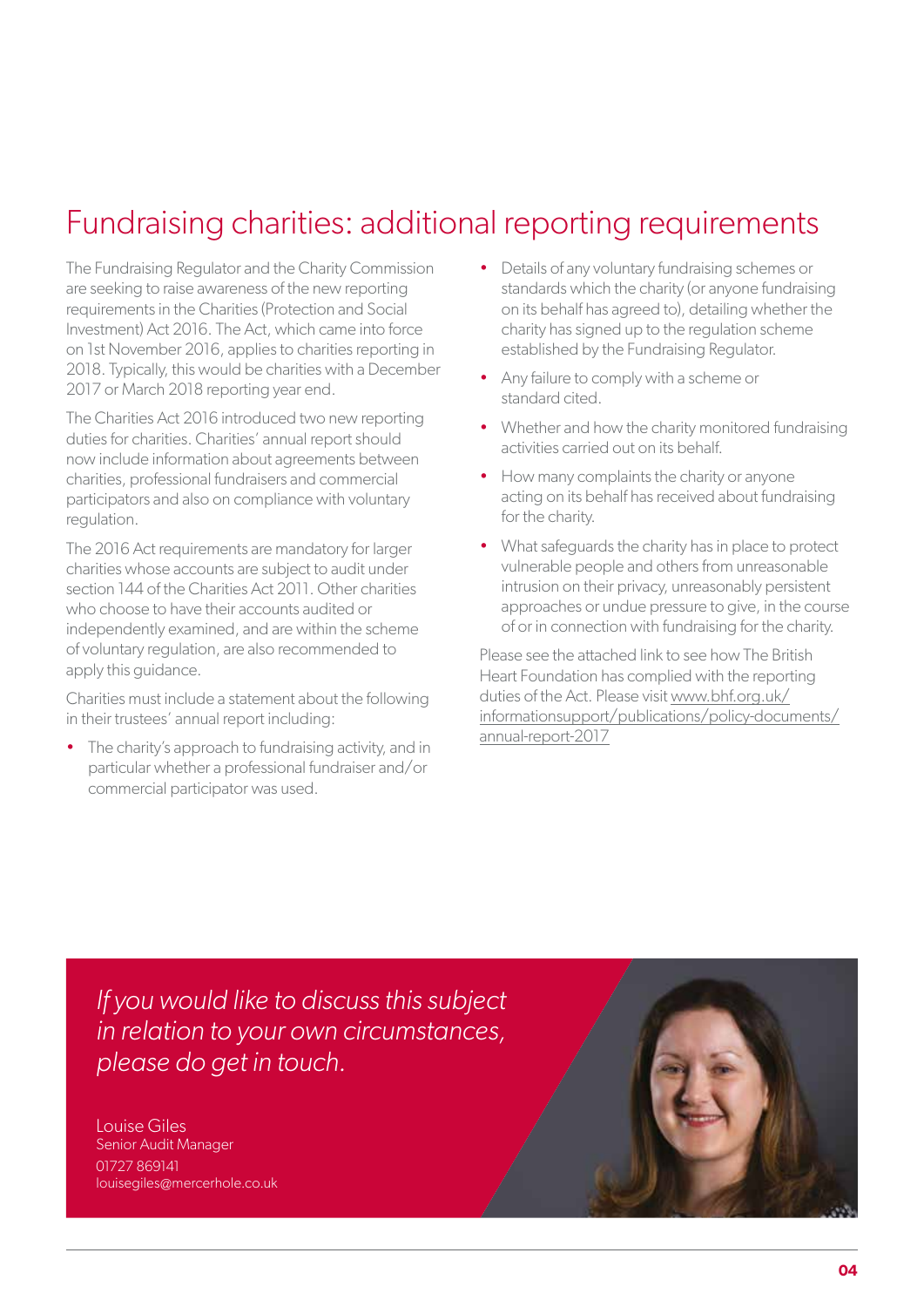# Fundraising charities: additional reporting requirements

The Fundraising Regulator and the Charity Commission are seeking to raise awareness of the new reporting requirements in the Charities (Protection and Social Investment) Act 2016. The Act, which came into force on 1st November 2016, applies to charities reporting in 2018. Typically, this would be charities with a December 2017 or March 2018 reporting year end.

The Charities Act 2016 introduced two new reporting duties for charities. Charities' annual report should now include information about agreements between charities, professional fundraisers and commercial participators and also on compliance with voluntary regulation.

The 2016 Act requirements are mandatory for larger charities whose accounts are subject to audit under section 144 of the Charities Act 2011. Other charities who choose to have their accounts audited or independently examined, and are within the scheme of voluntary regulation, are also recommended to apply this guidance.

Charities must include a statement about the following in their trustees' annual report including:

- The charity's approach to fundraising activity, and in particular whether a professional fundraiser and/or commercial participator was used.
- Details of any voluntary fundraising schemes or standards which the charity (or anyone fundraising on its behalf has agreed to), detailing whether the charity has signed up to the regulation scheme established by the Fundraising Regulator.
- Any failure to comply with a scheme or standard cited.
- Whether and how the charity monitored fundraising activities carried out on its behalf.
- How many complaints the charity or anyone acting on its behalf has received about fundraising for the charity.
- What safeguards the charity has in place to protect vulnerable people and others from unreasonable intrusion on their privacy, unreasonably persistent approaches or undue pressure to give, in the course of or in connection with fundraising for the charity.

Please see the attached link to see how The British Heart Foundation has complied with the reporting duties of the Act. Please visit www.bhf.org.uk/informationsupport/publications/policy-documents/annual-report-2017

*If you would like to discuss this subject in relation to your own circumstances, please do get in touch.*

Louise Giles
Senior Audit Manager
01727 869141
louisegiles@mercerhole.co.uk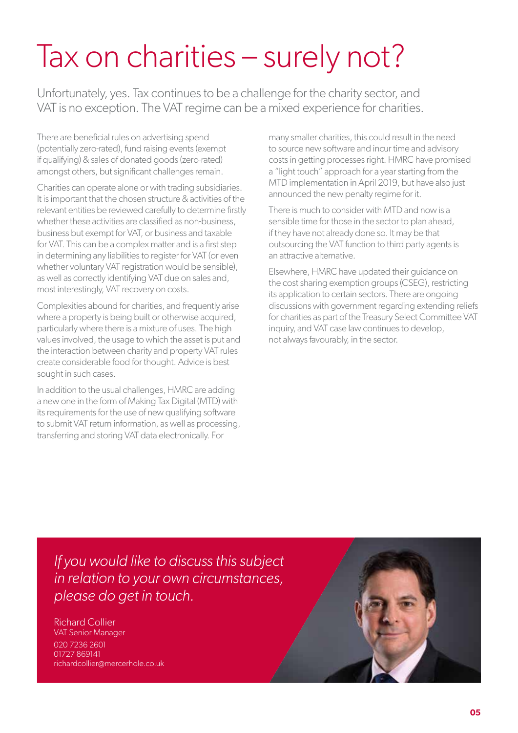# Tax on charities – surely not?

Unfortunately, yes. Tax continues to be a challenge for the charity sector, and VAT is no exception. The VAT regime can be a mixed experience for charities.

There are beneficial rules on advertising spend (potentially zero-rated), fund raising events (exempt if qualifying) & sales of donated goods (zero-rated) amongst others, but significant challenges remain.

Charities can operate alone or with trading subsidiaries. It is important that the chosen structure & activities of the relevant entities be reviewed carefully to determine firstly whether these activities are classified as non-business, business but exempt for VAT, or business and taxable for VAT. This can be a complex matter and is a first step in determining any liabilities to register for VAT (or even whether voluntary VAT registration would be sensible), as well as correctly identifying VAT due on sales and, most interestingly, VAT recovery on costs.

Complexities abound for charities, and frequently arise where a property is being built or otherwise acquired, particularly where there is a mixture of uses. The high values involved, the usage to which the asset is put and the interaction between charity and property VAT rules create considerable food for thought. Advice is best sought in such cases.

In addition to the usual challenges, HMRC are adding a new one in the form of Making Tax Digital (MTD) with its requirements for the use of new qualifying software to submit VAT return information, as well as processing, transferring and storing VAT data electronically. For many smaller charities, this could result in the need to source new software and incur time and advisory costs in getting processes right. HMRC have promised a "light touch" approach for a year starting from the MTD implementation in April 2019, but have also just announced the new penalty regime for it.

There is much to consider with MTD and now is a sensible time for those in the sector to plan ahead, if they have not already done so. It may be that outsourcing the VAT function to third party agents is an attractive alternative.

Elsewhere, HMRC have updated their guidance on the cost sharing exemption groups (CSEG), restricting its application to certain sectors. There are ongoing discussions with government regarding extending reliefs for charities as part of the Treasury Select Committee VAT inquiry, and VAT case law continues to develop, not always favourably, in the sector.

*If you would like to discuss this subject in relation to your own circumstances, please do get in touch.*

Richard Collier
VAT Senior Manager
020 7236 2601
01727 869141
richardcollier@mercerhole.co.uk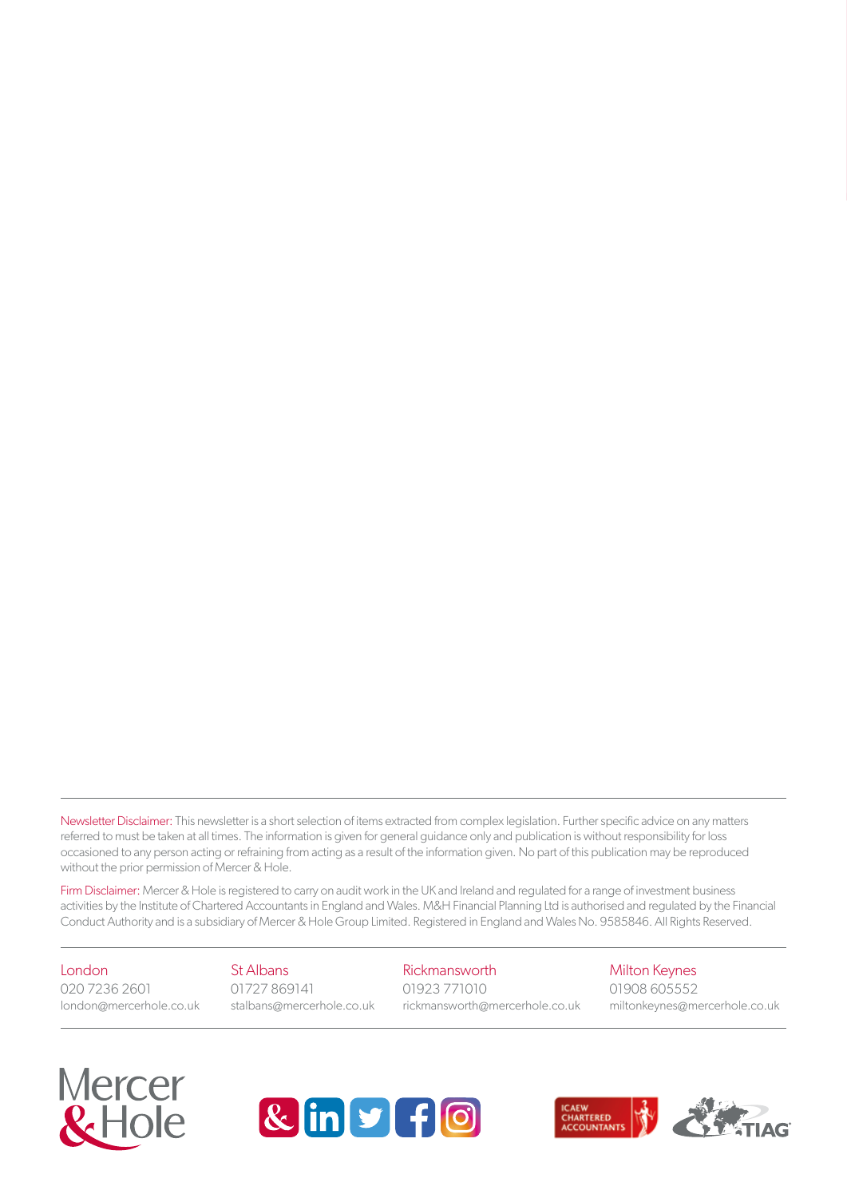Newsletter Disclaimer: This newsletter is a short selection of items extracted from complex legislation. Further specific advice on any matters referred to must be taken at all times. The information is given for general guidance only and publication is without responsibility for loss occasioned to any person acting or refraining from acting as a result of the information given. No part of this publication may be reproduced without the prior permission of Mercer & Hole.

Firm Disclaimer: Mercer & Hole is registered to carry on audit work in the UK and Ireland and regulated for a range of investment business activities by the Institute of Chartered Accountants in England and Wales. M&H Financial Planning Ltd is authorised and regulated by the Financial Conduct Authority and is a subsidiary of Mercer & Hole Group Limited. Registered in England and Wales No. 9585846. All Rights Reserved.

London
020 7236 2601
london@mercerhole.co.uk

St Albans
01727 869141
stalbans@mercerhole.co.uk

Rickmansworth
01923 771010
rickmansworth@mercerhole.co.uk

Milton Keynes
01908 605552
miltonkeynes@mercerhole.co.uk

Mercer & Hole

ICAEW CHARTERED ACCOUNTANTS

TIAG